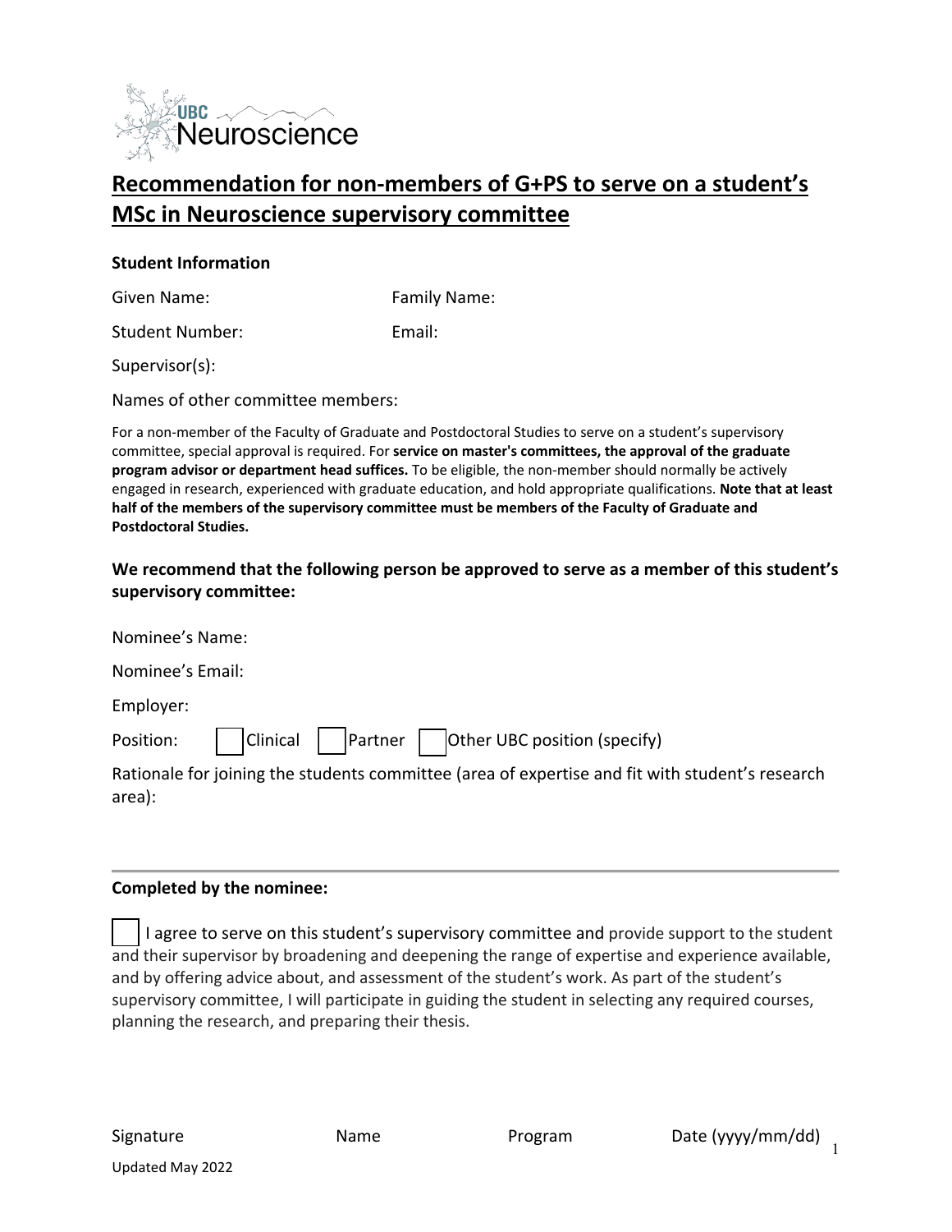UBC Neuroscience

# Recommendation for non-members of G+PS to serve on a student's MSc in Neuroscience supervisory committee

**Student Information**

Given Name: Family Name:

Student Number: Email:

Supervisor(s):

Names of other committee members:

For a non-member of the Faculty of Graduate and Postdoctoral Studies to serve on a student's supervisory committee, special approval is required. For **service on master's committees, the approval of the graduate program advisor or department head suffices.** To be eligible, the non-member should normally be actively engaged in research, experienced with graduate education, and hold appropriate qualifications. **Note that at least half of the members of the supervisory committee must be members of the Faculty of Graduate and Postdoctoral Studies.**

### We recommend that the following person be approved to serve as a member of this student's supervisory committee:

Nominee's Name:

Nominee's Email:

Employer:

Position: ☐ Clinical ☐ Partner ☐ Other UBC position (specify)

Rationale for joining the students committee (area of expertise and fit with student's research area):

---

**Completed by the nominee:**

☐ I agree to serve on this student's supervisory committee and provide support to the student and their supervisor by broadening and deepening the range of expertise and experience available, and by offering advice about, and assessment of the student's work. As part of the student's supervisory committee, I will participate in guiding the student in selecting any required courses, planning the research, and preparing their thesis.

Signature Name Program Date (yyyy/mm/dd)

Updated May 2022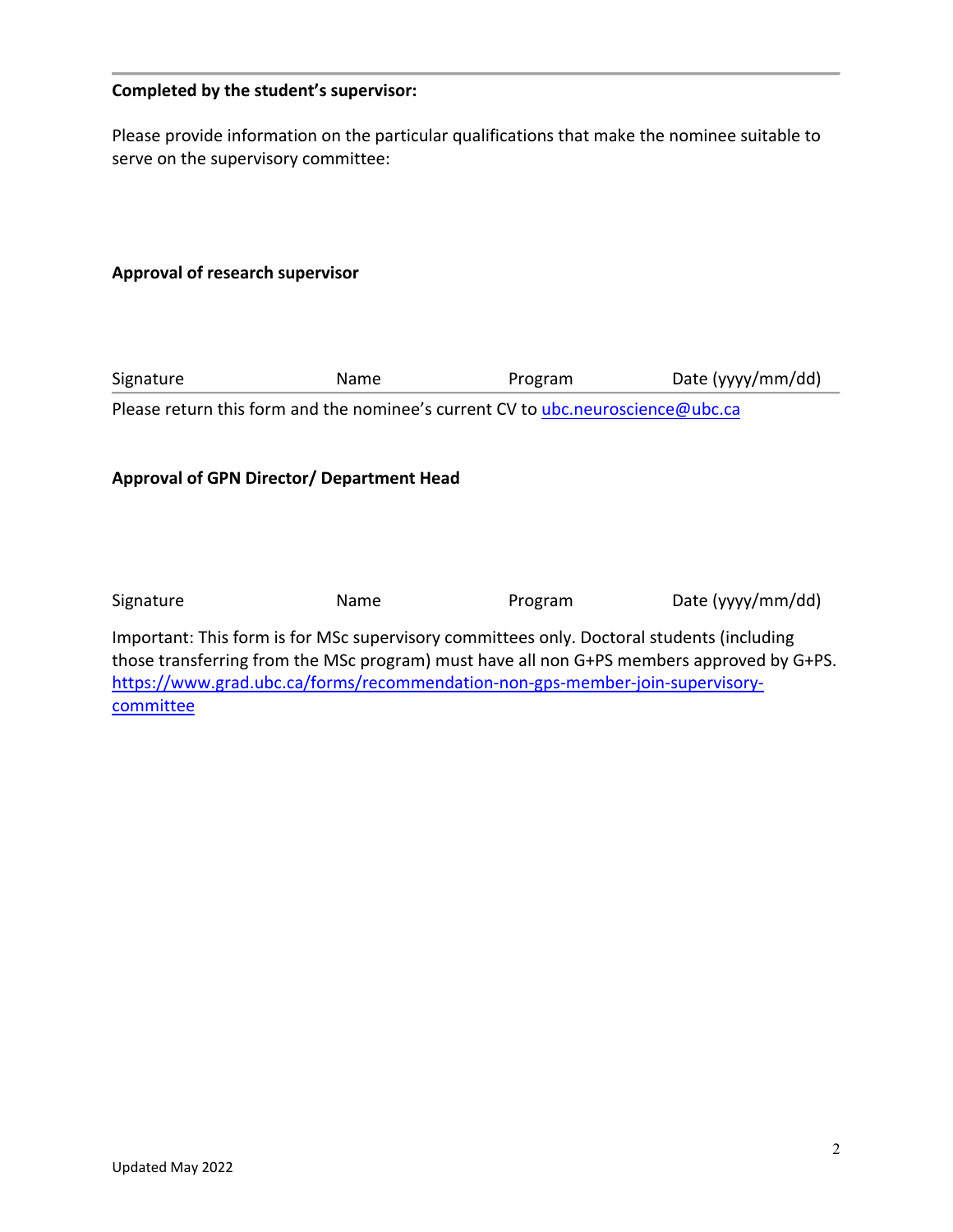**Completed by the student's supervisor:**

Please provide information on the particular qualifications that make the nominee suitable to serve on the supervisory committee:

**Approval of research supervisor**

| Signature | Name | Program | Date (yyyy/mm/dd) |
|---|---|---|---|

Please return this form and the nominee's current CV to [ubc.neuroscience@ubc.ca](mailto:ubc.neuroscience@ubc.ca)

**Approval of GPN Director/ Department Head**

| Signature | Name | Program | Date (yyyy/mm/dd) |
|---|---|---|---|

Important: This form is for MSc supervisory committees only. Doctoral students (including those transferring from the MSc program) must have all non G+PS members approved by G+PS. [https://www.grad.ubc.ca/forms/recommendation-non-gps-member-join-supervisory-committee](https://www.grad.ubc.ca/forms/recommendation-non-gps-member-join-supervisory-committee)

Updated May 2022